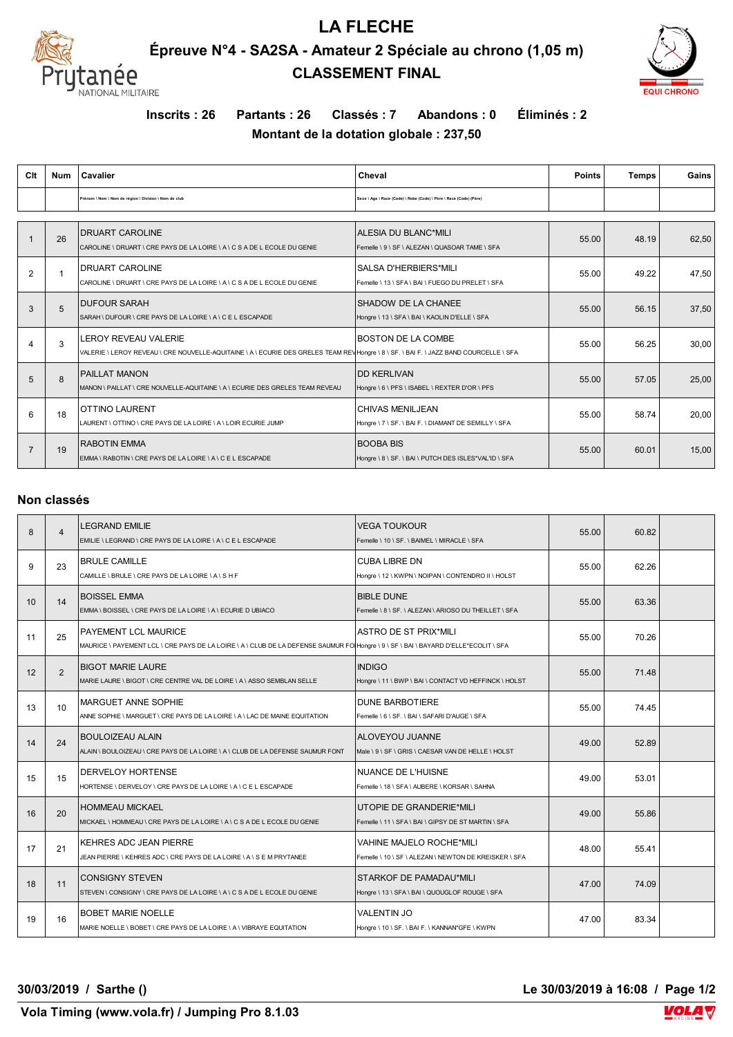# LA FLECHE

## Épreuve N°4 - SA2SA - Amateur 2 Spéciale au chrono (1,05 m)

## CLASSEMENT FINAL

**Inscrits : 26  Partants : 26  Classés : 7  Abandons : 0  Éliminés : 2**

**Montant de la dotation globale : 237,50**

| Clt | Num | Cavalier | Cheval | Points | Temps | Gains |
|---|---|---|---|---|---|---|
| | | Prénom \ Nom \ Nom de région \ Division \ Nom de club | Sexe \ Age \ Race (Code) \ Robe (Code) \ Père \ Race (Code) (Père) | | | |
| 1 | 26 | DRUART CAROLINE<br>CAROLINE \ DRUART \ CRE PAYS DE LA LOIRE \ A \ C S A DE L ECOLE DU GENIE | ALESIA DU BLANC*MILI<br>Femelle \ 9 \ SF \ ALEZAN \ QUASOAR TAME \ SFA | 55.00 | 48.19 | 62,50 |
| 2 | 1 | DRUART CAROLINE<br>CAROLINE \ DRUART \ CRE PAYS DE LA LOIRE \ A \ C S A DE L ECOLE DU GENIE | SALSA D'HERBIERS*MILI<br>Femelle \ 13 \ SFA \ BAI \ FUEGO DU PRELET \ SFA | 55.00 | 49.22 | 47,50 |
| 3 | 5 | DUFOUR SARAH<br>SARAH \ DUFOUR \ CRE PAYS DE LA LOIRE \ A \ C E L ESCAPADE | SHADOW DE LA CHANEE<br>Hongre \ 13 \ SFA \ BAI \ KAOLIN D'ELLE \ SFA | 55.00 | 56.15 | 37,50 |
| 4 | 3 | LEROY REVEAU VALERIE<br>VALERIE \ LEROY REVEAU \ CRE NOUVELLE-AQUITAINE \ A \ ECURIE DES GRELES TEAM REV | BOSTON DE LA COMBE<br>Hongre \ 8 \ SF. \ BAI F. \ JAZZ BAND COURCELLE \ SFA | 55.00 | 56.25 | 30,00 |
| 5 | 8 | PAILLAT MANON<br>MANON \ PAILLAT \ CRE NOUVELLE-AQUITAINE \ A \ ECURIE DES GRELES TEAM REVEAU | DD KERLIVAN<br>Hongre \ 6 \ PFS \ ISABEL \ REXTER D'OR \ PFS | 55.00 | 57.05 | 25,00 |
| 6 | 18 | OTTINO LAURENT<br>LAURENT \ OTTINO \ CRE PAYS DE LA LOIRE \ A \ LOIR ECURIE JUMP | CHIVAS MENILJEAN<br>Hongre \ 7 \ SF. \ BAI F. \ DIAMANT DE SEMILLY \ SFA | 55.00 | 58.74 | 20,00 |
| 7 | 19 | RABOTIN EMMA<br>EMMA \ RABOTIN \ CRE PAYS DE LA LOIRE \ A \ C E L ESCAPADE | BOOBA BIS<br>Hongre \ 8 \ SF. \ BAI \ PUTCH DES ISLES*VAL'ID \ SFA | 55.00 | 60.01 | 15,00 |

### Non classés

| Clt | Num | Cavalier | Cheval | Points | Temps | Gains |
|---|---|---|---|---|---|---|
| 8 | 4 | LEGRAND EMILIE<br>EMILIE \ LEGRAND \ CRE PAYS DE LA LOIRE \ A \ C E L ESCAPADE | VEGA TOUKOUR<br>Femelle \ 10 \ SF. \ BAIMEL \ MIRACLE \ SFA | 55.00 | 60.82 | |
| 9 | 23 | BRULE CAMILLE<br>CAMILLE \ BRULE \ CRE PAYS DE LA LOIRE \ A \ S H F | CUBA LIBRE DN<br>Hongre \ 12 \ KWPN \ NOIPAN \ CONTENDRO II \ HOLST | 55.00 | 62.26 | |
| 10 | 14 | BOISSEL EMMA<br>EMMA \ BOISSEL \ CRE PAYS DE LA LOIRE \ A \ ECURIE D UBIACO | BIBLE DUNE<br>Femelle \ 8 \ SF. \ ALEZAN \ ARIOSO DU THEILLET \ SFA | 55.00 | 63.36 | |
| 11 | 25 | PAYEMENT LCL MAURICE<br>MAURICE \ PAYEMENT LCL \ CRE PAYS DE LA LOIRE \ A \ CLUB DE LA DEFENSE SAUMUR FO | ASTRO DE ST PRIX*MILI<br>Hongre \ 9 \ SF \ BAI \ BAYARD D'ELLE*ECOLIT \ SFA | 55.00 | 70.26 | |
| 12 | 2 | BIGOT MARIE LAURE<br>MARIE LAURE \ BIGOT \ CRE CENTRE VAL DE LOIRE \ A \ ASSO SEMBLAN SELLE | INDIGO<br>Hongre \ 11 \ BWP \ BAI \ CONTACT VD HEFFINCK \ HOLST | 55.00 | 71.48 | |
| 13 | 10 | MARGUET ANNE SOPHIE<br>ANNE SOPHIE \ MARGUET \ CRE PAYS DE LA LOIRE \ A \ LAC DE MAINE EQUITATION | DUNE BARBOTIERE<br>Femelle \ 6 \ SF. \ BAI \ SAFARI D'AUGE \ SFA | 55.00 | 74.45 | |
| 14 | 24 | BOULOIZEAU ALAIN<br>ALAIN \ BOULOIZEAU \ CRE PAYS DE LA LOIRE \ A \ CLUB DE LA DEFENSE SAUMUR FONT | ALOVEYOU JUANNE<br>Male \ 9 \ SF \ GRIS \ CAESAR VAN DE HELLE \ HOLST | 49.00 | 52.89 | |
| 15 | 15 | DERVELOY HORTENSE<br>HORTENSE \ DERVELOY \ CRE PAYS DE LA LOIRE \ A \ C E L ESCAPADE | NUANCE DE L'HUISNE<br>Femelle \ 18 \ SFA \ AUBERE \ KORSAR \ SAHNA | 49.00 | 53.01 | |
| 16 | 20 | HOMMEAU MICKAEL<br>MICKAEL \ HOMMEAU \ CRE PAYS DE LA LOIRE \ A \ C S A DE L ECOLE DU GENIE | UTOPIE DE GRANDERIE*MILI<br>Femelle \ 11 \ SFA \ BAI \ GIPSY DE ST MARTIN \ SFA | 49.00 | 55.86 | |
| 17 | 21 | KEHRES ADC JEAN PIERRE<br>JEAN PIERRE \ KEHRES ADC \ CRE PAYS DE LA LOIRE \ A \ S E M PRYTANEE | VAHINE MAJELO ROCHE*MILI<br>Femelle \ 10 \ SF \ ALEZAN \ NEWTON DE KREISKER \ SFA | 48.00 | 55.41 | |
| 18 | 11 | CONSIGNY STEVEN<br>STEVEN \ CONSIGNY \ CRE PAYS DE LA LOIRE \ A \ C S A DE L ECOLE DU GENIE | STARKOF DE PAMADAU*MILI<br>Hongre \ 13 \ SFA \ BAI \ QUOUGLOF ROUGE \ SFA | 47.00 | 74.09 | |
| 19 | 16 | BOBET MARIE NOELLE<br>MARIE NOELLE \ BOBET \ CRE PAYS DE LA LOIRE \ A \ VIBRAYE EQUITATION | VALENTIN JO<br>Hongre \ 10 \ SF. \ BAI F. \ KANNAN*GFE \ KWPN | 47.00 | 83.34 | |

**30/03/2019 / Sarthe ()**  **Le 30/03/2019 à 16:08**

**Vola Timing (www.vola.fr) / Jumping Pro 8.1.03**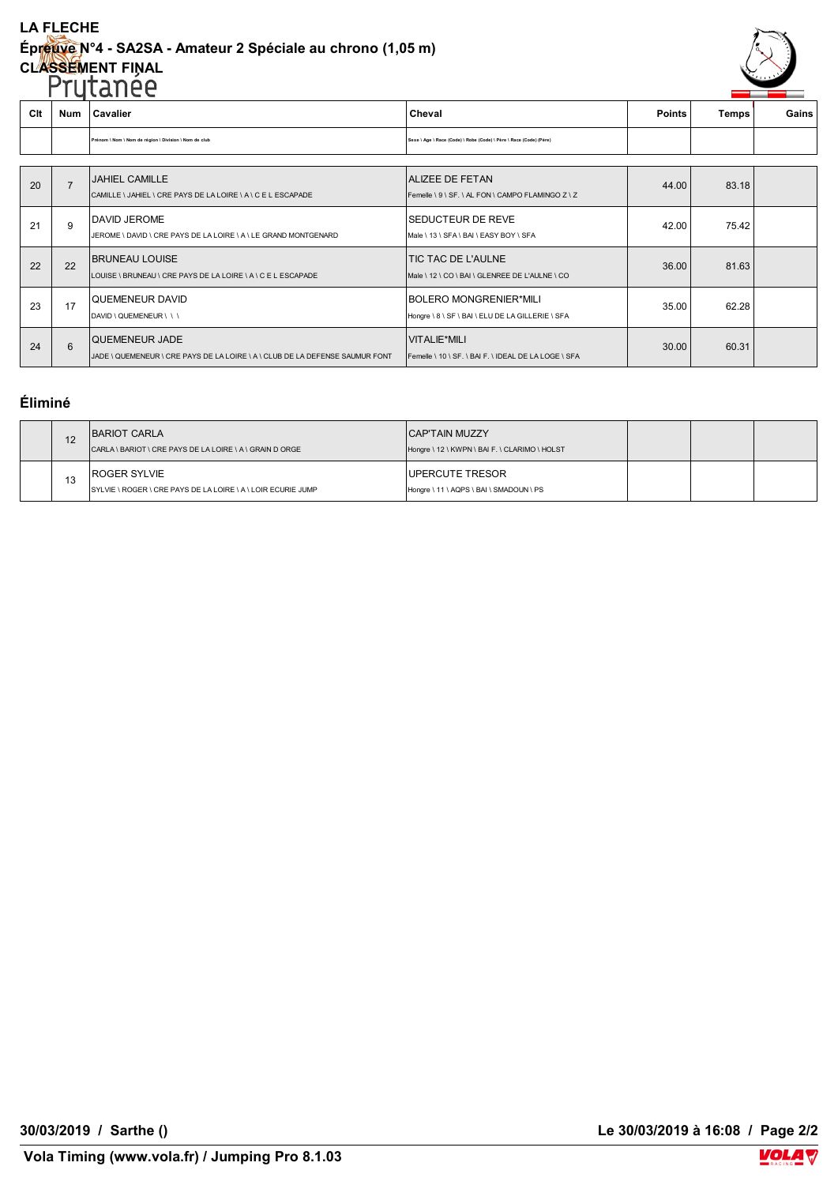# LA FLECHE

## Épreuve N°4 - SA2SA - Amateur 2 Spéciale au chrono (1,05 m)

## CLASSEMENT FINAL

Prytanée

| Clt | Num | Cavalier | Cheval | Points | Temps | Gains |
|---|---|---|---|---|---|---|
| | | Prénom \ Nom \ Nom de région \ Division \ Nom de club | Sexe \ Age \ Race (Code) \ Robe (Code) \ Père \ Race (Code) (Père) | | | |
| 20 | 7 | JAHIEL CAMILLE<br>CAMILLE \ JAHIEL \ CRE PAYS DE LA LOIRE \ A \ C E L ESCAPADE | ALIZEE DE FETAN<br>Femelle \ 9 \ SF. \ AL FON \ CAMPO FLAMINGO Z \ Z | 44.00 | 83.18 | |
| 21 | 9 | DAVID JEROME<br>JEROME \ DAVID \ CRE PAYS DE LA LOIRE \ A \ LE GRAND MONTGENARD | SEDUCTEUR DE REVE<br>Male \ 13 \ SFA \ BAI \ EASY BOY \ SFA | 42.00 | 75.42 | |
| 22 | 22 | BRUNEAU LOUISE<br>LOUISE \ BRUNEAU \ CRE PAYS DE LA LOIRE \ A \ C E L ESCAPADE | TIC TAC DE L'AULNE<br>Male \ 12 \ CO \ BAI \ GLENREE DE L'AULNE \ CO | 36.00 | 81.63 | |
| 23 | 17 | QUEMENEUR DAVID<br>DAVID \ QUEMENEUR \ \ \ | BOLERO MONGRENIER*MILI<br>Hongre \ 8 \ SF \ BAI \ ELU DE LA GILLERIE \ SFA | 35.00 | 62.28 | |
| 24 | 6 | QUEMENEUR JADE<br>JADE \ QUEMENEUR \ CRE PAYS DE LA LOIRE \ A \ CLUB DE LA DEFENSE SAUMUR FONT | VITALIE*MILI<br>Femelle \ 10 \ SF. \ BAI F. \ IDEAL DE LA LOGE \ SFA | 30.00 | 60.31 | |

## Éliminé

| | | | | | | |
|---|---|---|---|---|---|---|
| | 12 | BARIOT CARLA<br>CARLA \ BARIOT \ CRE PAYS DE LA LOIRE \ A \ GRAIN D ORGE | CAP'TAIN MUZZY<br>Hongre \ 12 \ KWPN \ BAI F. \ CLARIMO \ HOLST | | | |
| | 13 | ROGER SYLVIE<br>SYLVIE \ ROGER \ CRE PAYS DE LA LOIRE \ A \ LOIR ECURIE JUMP | UPERCUTE TRESOR<br>Hongre \ 11 \ AQPS \ BAI \ SMADOUN \ PS | | | |

30/03/2019 / Sarthe () — Le 30/03/2019 à 16:08

Vola Timing (www.vola.fr) / Jumping Pro 8.1.03